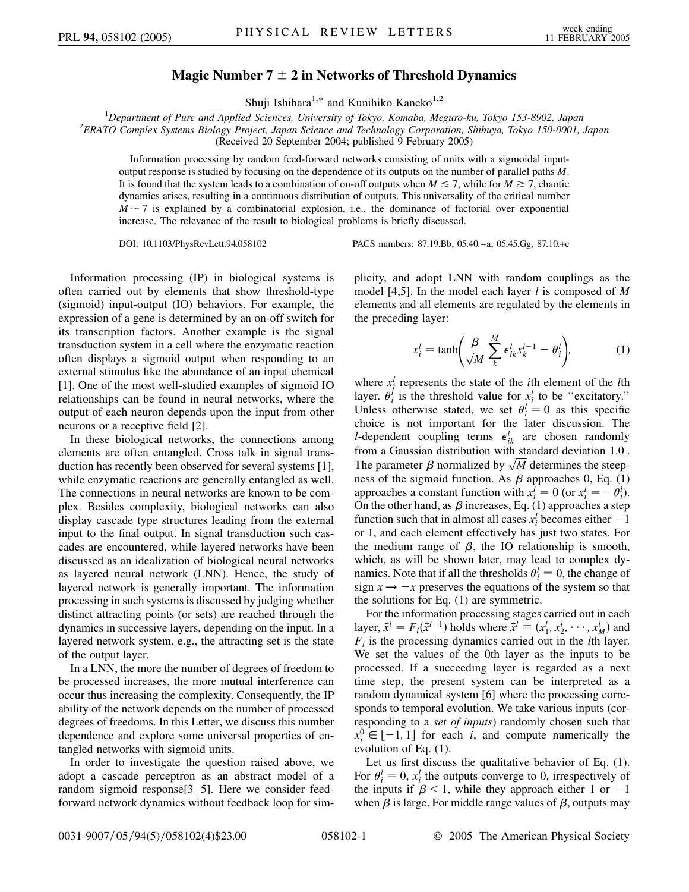# Magic Number $7 \pm 2$ in Networks of Threshold Dynamics

Shuji Ishihara[1,*] and Kunihiko Kaneko[1,2]

[1]*Department of Pure and Applied Sciences, University of Tokyo, Komaba, Meguro-ku, Tokyo 153-8902, Japan*
[2]*ERATO Complex Systems Biology Project, Japan Science and Technology Corporation, Shibuya, Tokyo 150-0001, Japan*
(Received 20 September 2004; published 9 February 2005)

Information processing by random feed-forward networks consisting of units with a sigmoidal input-output response is studied by focusing on the dependence of its outputs on the number of parallel paths $M$. It is found that the system leads to a combination of on-off outputs when $M \lesssim 7$, while for $M \gtrsim 7$, chaotic dynamics arises, resulting in a continuous distribution of outputs. This universality of the critical number $M \sim 7$ is explained by a combinatorial explosion, i.e., the dominance of factorial over exponential increase. The relevance of the result to biological problems is briefly discussed.

DOI: 10.1103/PhysRevLett.94.058102 PACS numbers: 87.19.Bb, 05.40.–a, 05.45.Gg, 87.10.+e

Information processing (IP) in biological systems is often carried out by elements that show threshold-type (sigmoid) input-output (IO) behaviors. For example, the expression of a gene is determined by an on-off switch for its transcription factors. Another example is the signal transduction system in a cell where the enzymatic reaction often displays a sigmoid output when responding to an external stimulus like the abundance of an input chemical [1]. One of the most well-studied examples of sigmoid IO relationships can be found in neural networks, where the output of each neuron depends upon the input from other neurons or a receptive field [2].

In these biological networks, the connections among elements are often entangled. Cross talk in signal transduction has recently been observed for several systems [1], while enzymatic reactions are generally entangled as well. The connections in neural networks are known to be complex. Besides complexity, biological networks can also display cascade type structures leading from the external input to the final output. In signal transduction such cascades are encountered, while layered networks have been discussed as an idealization of biological neural networks as layered neural network (LNN). Hence, the study of layered network is generally important. The information processing in such systems is discussed by judging whether distinct attracting points (or sets) are reached through the dynamics in successive layers, depending on the input. In a layered network system, e.g., the attracting set is the state of the output layer.

In a LNN, the more the number of degrees of freedom to be processed increases, the more mutual interference can occur thus increasing the complexity. Consequently, the IP ability of the network depends on the number of processed degrees of freedoms. In this Letter, we discuss this number dependence and explore some universal properties of entangled networks with sigmoid units.

In order to investigate the question raised above, we adopt a cascade perceptron as an abstract model of a random sigmoid response[3–5]. Here we consider feed-forward network dynamics without feedback loop for simplicity, and adopt LNN with random couplings as the model [4,5]. In the model each layer $l$ is composed of $M$ elements and all elements are regulated by the elements in the preceding layer:

$$x_i^l = \tanh\left(\frac{\beta}{\sqrt{M}} \sum_k^M \epsilon_{ik}^l x_k^{l-1} - \theta_i^l\right), \tag{1}$$

where $x_i^l$ represents the state of the $i$th element of the $l$th layer. $\theta_i^l$ is the threshold value for $x_i^l$ to be "excitatory." Unless otherwise stated, we set $\theta_i^l = 0$ as this specific choice is not important for the later discussion. The $l$-dependent coupling terms $\epsilon_{ik}^l$ are chosen randomly from a Gaussian distribution with standard deviation 1.0 . The parameter $\beta$ normalized by $\sqrt{M}$ determines the steepness of the sigmoid function. As $\beta$ approaches 0, Eq. (1) approaches a constant function with $x_i^l = 0$ (or $x_i^l = -\theta_i^l$). On the other hand, as $\beta$ increases, Eq. (1) approaches a step function such that in almost all cases $x_i^l$ becomes either $-1$ or 1, and each element effectively has just two states. For the medium range of $\beta$, the IO relationship is smooth, which, as will be shown later, may lead to complex dynamics. Note that if all the thresholds $\theta_i^l = 0$, the change of sign $x \to -x$ preserves the equations of the system so that the solutions for Eq. (1) are symmetric.

For the information processing stages carried out in each layer, $\vec{x}^l = F_l(\vec{x}^{l-1})$ holds where $\vec{x}^l \equiv (x_1^l, x_2^l, \cdots, x_M^l)$ and $F_l$ is the processing dynamics carried out in the $l$th layer. We set the values of the 0th layer as the inputs to be processed. If a succeeding layer is regarded as a next time step, the present system can be interpreted as a random dynamical system [6] where the processing corresponds to temporal evolution. We take various inputs (corresponding to a *set of inputs*) randomly chosen such that $x_i^0 \in [-1, 1]$ for each $i$, and compute numerically the evolution of Eq. (1).

Let us first discuss the qualitative behavior of Eq. (1). For $\theta_i^l = 0$, $x_i^l$ the outputs converge to 0, irrespectively of the inputs if $\beta < 1$, while they approach either 1 or $-1$ when $\beta$ is large. For middle range values of $\beta$, outputs may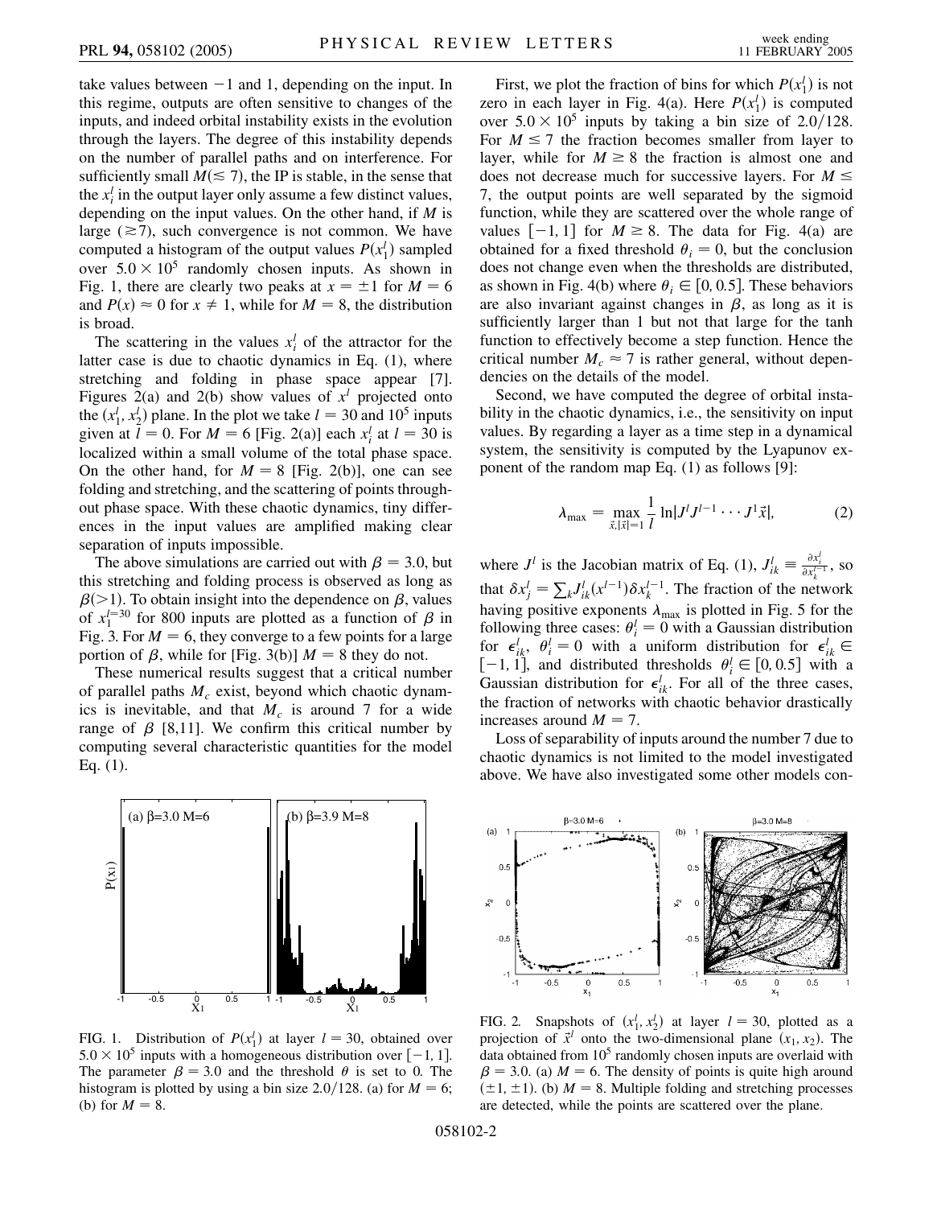take values between −1 and 1, depending on the input. In this regime, outputs are often sensitive to changes of the inputs, and indeed orbital instability exists in the evolution through the layers. The degree of this instability depends on the number of parallel paths and on interference. For sufficiently small $M(\lesssim 7)$, the IP is stable, in the sense that the $x_i^l$ in the output layer only assume a few distinct values, depending on the input values. On the other hand, if $M$ is large $(\gtrsim 7)$, such convergence is not common. We have computed a histogram of the output values $P(x_1^l)$ sampled over $5.0 \times 10^5$ randomly chosen inputs. As shown in Fig. 1, there are clearly two peaks at $x = \pm 1$ for $M = 6$ and $P(x) \approx 0$ for $x \neq 1$, while for $M = 8$, the distribution is broad.

The scattering in the values $x_i^l$ of the attractor for the latter case is due to chaotic dynamics in Eq. (1), where stretching and folding in phase space appear [7]. Figures 2(a) and 2(b) show values of $x^l$ projected onto the $(x_1^l, x_2^l)$ plane. In the plot we take $l = 30$ and $10^5$ inputs given at $l = 0$. For $M = 6$ [Fig. 2(a)] each $x_i^l$ at $l = 30$ is localized within a small volume of the total phase space. On the other hand, for $M = 8$ [Fig. 2(b)], one can see folding and stretching, and the scattering of points throughout phase space. With these chaotic dynamics, tiny differences in the input values are amplified making clear separation of inputs impossible.

The above simulations are carried out with $\beta = 3.0$, but this stretching and folding process is observed as long as $\beta(>1)$. To obtain insight into the dependence on $\beta$, values of $x_1^{l=30}$ for 800 inputs are plotted as a function of $\beta$ in Fig. 3. For $M = 6$, they converge to a few points for a large portion of $\beta$, while for [Fig. 3(b)] $M = 8$ they do not.

These numerical results suggest that a critical number of parallel paths $M_c$ exist, beyond which chaotic dynamics is inevitable, and that $M_c$ is around 7 for a wide range of $\beta$ [8,11]. We confirm this critical number by computing several characteristic quantities for the model Eq. (1).

FIG. 1. Distribution of $P(x_1^l)$ at layer $l = 30$, obtained over $5.0 \times 10^5$ inputs with a homogeneous distribution over $[-1, 1]$. The parameter $\beta = 3.0$ and the threshold $\theta$ is set to 0. The histogram is plotted by using a bin size 2.0/128. (a) for $M = 6$; (b) for $M = 8$.

First, we plot the fraction of bins for which $P(x_1^l)$ is not zero in each layer in Fig. 4(a). Here $P(x_1^l)$ is computed over $5.0 \times 10^5$ inputs by taking a bin size of 2.0/128. For $M \leq 7$ the fraction becomes smaller from layer to layer, while for $M \geq 8$ the fraction is almost one and does not decrease much for successive layers. For $M \leq 7$, the output points are well separated by the sigmoid function, while they are scattered over the whole range of values $[-1, 1]$ for $M \geq 8$. The data for Fig. 4(a) are obtained for a fixed threshold $\theta_i = 0$, but the conclusion does not change even when the thresholds are distributed, as shown in Fig. 4(b) where $\theta_i \in [0, 0.5]$. These behaviors are also invariant against changes in $\beta$, as long as it is sufficiently larger than 1 but not that large for the tanh function to effectively become a step function. Hence the critical number $M_c \approx 7$ is rather general, without dependencies on the details of the model.

Second, we have computed the degree of orbital instability in the chaotic dynamics, i.e., the sensitivity on input values. By regarding a layer as a time step in a dynamical system, the sensitivity is computed by the Lyapunov exponent of the random map Eq. (1) as follows [9]:

$$\lambda_{\max} = \max_{\vec{x}, |\vec{x}|=1} \frac{1}{l} \ln|J^l J^{l-1} \cdots J^1 \vec{x}|, \tag{2}$$

where $J^l$ is the Jacobian matrix of Eq. (1), $J_{ik}^l \equiv \frac{\partial x_i^l}{\partial x_k^{l-1}}$, so that $\delta x_j^l = \sum_k J_{ik}^l (x^{l-1}) \delta x_k^{l-1}$. The fraction of the network having positive exponents $\lambda_{\max}$ is plotted in Fig. 5 for the following three cases: $\theta_i^l = 0$ with a Gaussian distribution for $\epsilon_{ik}^l$, $\theta_i^l = 0$ with a uniform distribution for $\epsilon_{ik}^l \in [-1, 1]$, and distributed thresholds $\theta_i^l \in [0, 0.5]$ with a Gaussian distribution for $\epsilon_{ik}^l$. For all of the three cases, the fraction of networks with chaotic behavior drastically increases around $M = 7$.

Loss of separability of inputs around the number 7 due to chaotic dynamics is not limited to the model investigated above. We have also investigated some other models con-

FIG. 2. Snapshots of $(x_1^l, x_2^l)$ at layer $l = 30$, plotted as a projection of $\vec{x}^l$ onto the two-dimensional plane $(x_1, x_2)$. The data obtained from $10^5$ randomly chosen inputs are overlaid with $\beta = 3.0$. (a) $M = 6$. The density of points is quite high around $(\pm 1, \pm 1)$. (b) $M = 8$. Multiple folding and stretching processes are detected, while the points are scattered over the plane.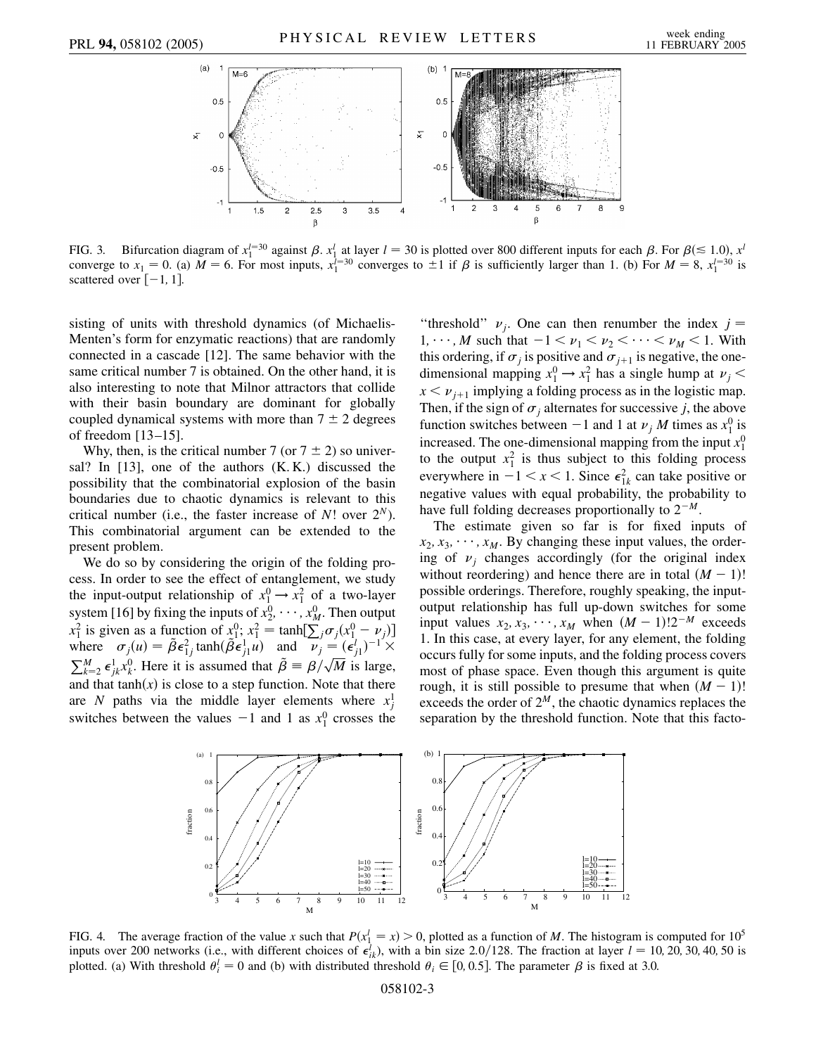FIG. 3. Bifurcation diagram of $x_1^{l=30}$ against $\beta$. $x_1^l$ at layer $l = 30$ is plotted over 800 different inputs for each $\beta$. For $\beta(\lesssim 1.0)$, $x^l$ converge to $x_1 = 0$. (a) $M = 6$. For most inputs, $x_1^{l=30}$ converges to $\pm 1$ if $\beta$ is sufficiently larger than 1. (b) For $M = 8$, $x_1^{l=30}$ is scattered over $[-1, 1]$.

sisting of units with threshold dynamics (of Michaelis-Menten's form for enzymatic reactions) that are randomly connected in a cascade [12]. The same behavior with the same critical number 7 is obtained. On the other hand, it is also interesting to note that Milnor attractors that collide with their basin boundary are dominant for globally coupled dynamical systems with more than $7 \pm 2$ degrees of freedom [13–15].

Why, then, is the critical number 7 (or $7 \pm 2$) so universal? In [13], one of the authors (K. K.) discussed the possibility that the combinatorial explosion of the basin boundaries due to chaotic dynamics is relevant to this critical number (i.e., the faster increase of $N!$ over $2^N$). This combinatorial argument can be extended to the present problem.

We do so by considering the origin of the folding process. In order to see the effect of entanglement, we study the input-output relationship of $x_1^0 \rightarrow x_1^2$ of a two-layer system [16] by fixing the inputs of $x_2^0, \cdots, x_M^0$. Then output $x_1^2$ is given as a function of $x_1^0$; $x_1^2 = \tanh[\sum_j \sigma_j(x_1^0 - \nu_j)]$ where $\sigma_j(u) = \tilde{\beta}\epsilon_{1j}^2 \tanh(\tilde{\beta}\epsilon_{j1}^1 u)$ and $\nu_j = (\epsilon_{j1}^l)^{-1} \times \sum_{k=2}^M \epsilon_{jk}^1 x_k^0$. Here it is assumed that $\tilde{\beta} \equiv \beta/\sqrt{M}$ is large, and that $\tanh(x)$ is close to a step function. Note that there are $N$ paths via the middle layer elements where $x_j^1$ switches between the values $-1$ and 1 as $x_1^0$ crosses the "threshold" $\nu_j$. One can then renumber the index $j = 1, \cdots, M$ such that $-1 < \nu_1 < \nu_2 < \cdots < \nu_M < 1$. With this ordering, if $\sigma_j$ is positive and $\sigma_{j+1}$ is negative, the one-dimensional mapping $x_1^0 \rightarrow x_1^2$ has a single hump at $\nu_j < x < \nu_{j+1}$ implying a folding process as in the logistic map. Then, if the sign of $\sigma_j$ alternates for successive $j$, the above function switches between $-1$ and 1 at $\nu_j$ $M$ times as $x_1^0$ is increased. The one-dimensional mapping from the input $x_1^0$ to the output $x_1^2$ is thus subject to this folding process everywhere in $-1 < x < 1$. Since $\epsilon_{1k}^2$ can take positive or negative values with equal probability, the probability to have full folding decreases proportionally to $2^{-M}$.

The estimate given so far is for fixed inputs of $x_2, x_3, \cdots, x_M$. By changing these input values, the ordering of $\nu_j$ changes accordingly (for the original index without reordering) and hence there are in total $(M-1)!$ possible orderings. Therefore, roughly speaking, the input-output relationship has full up-down switches for some input values $x_2, x_3, \cdots, x_M$ when $(M-1)!2^{-M}$ exceeds 1. In this case, at every layer, for any element, the folding occurs fully for some inputs, and the folding process covers most of phase space. Even though this argument is quite rough, it is still possible to presume that when $(M-1)!$ exceeds the order of $2^M$, the chaotic dynamics replaces the separation by the threshold function. Note that this facto-

FIG. 4. The average fraction of the value $x$ such that $P(x_1^l = x) > 0$, plotted as a function of $M$. The histogram is computed for $10^5$ inputs over 200 networks (i.e., with different choices of $\epsilon_{ik}^l$), with a bin size $2.0/128$. The fraction at layer $l = 10, 20, 30, 40, 50$ is plotted. (a) With threshold $\theta_i^l = 0$ and (b) with distributed threshold $\theta_i \in [0, 0.5]$. The parameter $\beta$ is fixed at 3.0.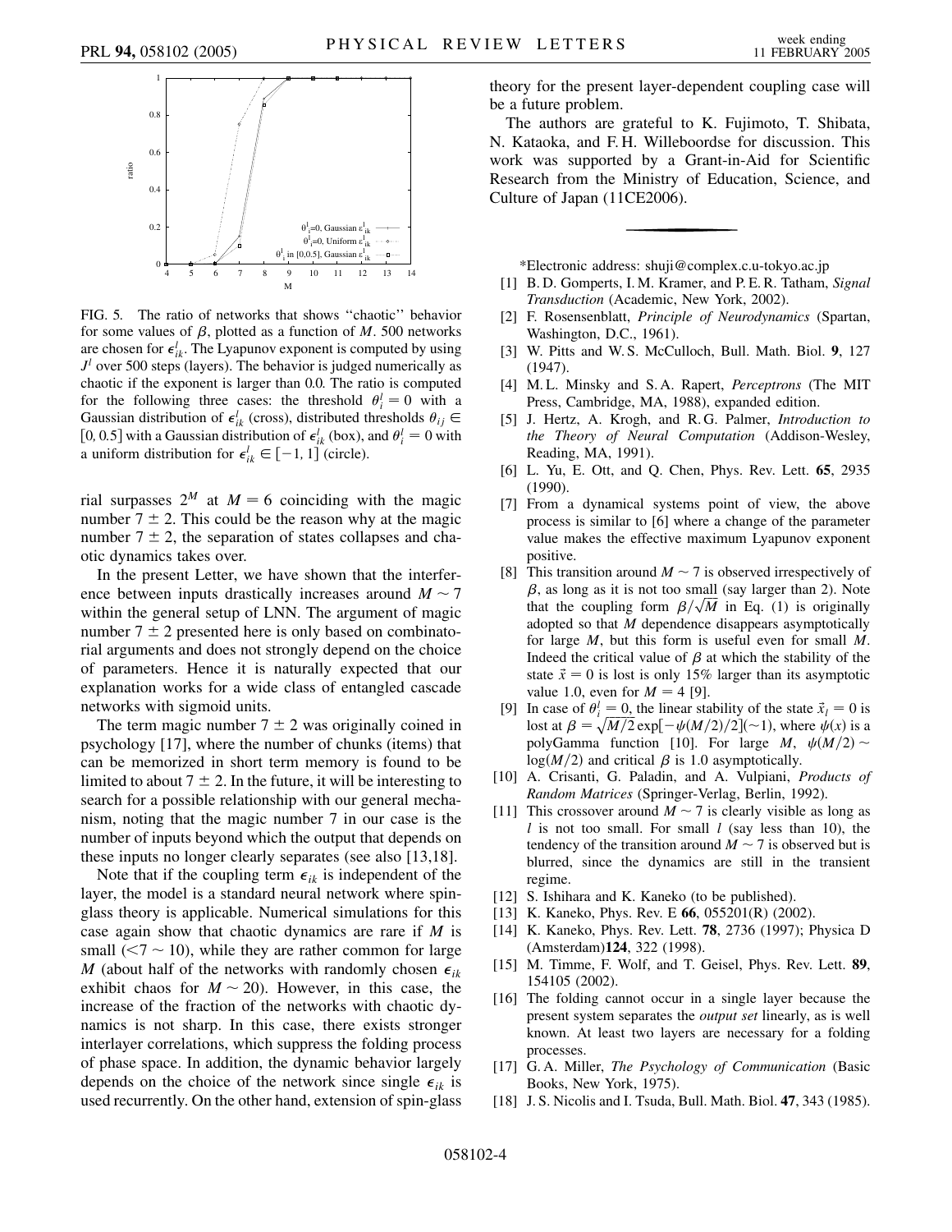1
0.8
0.6
ratio
0.4
0.2
0
4 5 6 7 8 9 10 11 12 13 14
M

$\theta^l_i$=0, Gaussian $\epsilon^l_{ik}$
$\theta^l_i$=0, Uniform $\epsilon^l_{ik}$
$\theta^l_i$ in [0,0.5], Gaussian $\epsilon^l_{ik}$

FIG. 5. The ratio of networks that shows "chaotic" behavior for some values of $\beta$, plotted as a function of $M$. 500 networks are chosen for $\epsilon^l_{ik}$. The Lyapunov exponent is computed by using $J^l$ over 500 steps (layers). The behavior is judged numerically as chaotic if the exponent is larger than 0.0. The ratio is computed for the following three cases: the threshold $\theta^l_i = 0$ with a Gaussian distribution of $\epsilon^l_{ik}$ (cross), distributed thresholds $\theta_{ij} \in [0, 0.5]$ with a Gaussian distribution of $\epsilon^l_{ik}$ (box), and $\theta^l_i = 0$ with a uniform distribution for $\epsilon^l_{ik} \in [-1, 1]$ (circle).

rial surpasses $2^M$ at $M = 6$ coinciding with the magic number $7 \pm 2$. This could be the reason why at the magic number $7 \pm 2$, the separation of states collapses and chaotic dynamics takes over.

In the present Letter, we have shown that the interference between inputs drastically increases around $M \sim 7$ within the general setup of LNN. The argument of magic number $7 \pm 2$ presented here is only based on combinatorial arguments and does not strongly depend on the choice of parameters. Hence it is naturally expected that our explanation works for a wide class of entangled cascade networks with sigmoid units.

The term magic number $7 \pm 2$ was originally coined in psychology [17], where the number of chunks (items) that can be memorized in short term memory is found to be limited to about $7 \pm 2$. In the future, it will be interesting to search for a possible relationship with our general mechanism, noting that the magic number 7 in our case is the number of inputs beyond which the output that depends on these inputs no longer clearly separates (see also [13,18].

Note that if the coupling term $\epsilon_{ik}$ is independent of the layer, the model is a standard neural network where spin-glass theory is applicable. Numerical simulations for this case again show that chaotic dynamics are rare if $M$ is small ($<7 \sim 10$), while they are rather common for large $M$ (about half of the networks with randomly chosen $\epsilon_{ik}$ exhibit chaos for $M \sim 20$). However, in this case, the increase of the fraction of the networks with chaotic dynamics is not sharp. In this case, there exists stronger interlayer correlations, which suppress the folding process of phase space. In addition, the dynamic behavior largely depends on the choice of the network since single $\epsilon_{ik}$ is used recurrently. On the other hand, extension of spin-glass theory for the present layer-dependent coupling case will be a future problem.

The authors are grateful to K. Fujimoto, T. Shibata, N. Kataoka, and F. H. Willeboordse for discussion. This work was supported by a Grant-in-Aid for Scientific Research from the Ministry of Education, Science, and Culture of Japan (11CE2006).

---

*Electronic address: shuji@complex.c.u-tokyo.ac.jp

[1] B. D. Gomperts, I. M. Kramer, and P. E. R. Tatham, *Signal Transduction* (Academic, New York, 2002).
[2] F. Rosensenblatt, *Principle of Neurodynamics* (Spartan, Washington, D.C., 1961).
[3] W. Pitts and W. S. McCulloch, Bull. Math. Biol. **9**, 127 (1947).
[4] M. L. Minsky and S. A. Rapert, *Perceptrons* (The MIT Press, Cambridge, MA, 1988), expanded edition.
[5] J. Hertz, A. Krogh, and R. G. Palmer, *Introduction to the Theory of Neural Computation* (Addison-Wesley, Reading, MA, 1991).
[6] L. Yu, E. Ott, and Q. Chen, Phys. Rev. Lett. **65**, 2935 (1990).
[7] From a dynamical systems point of view, the above process is similar to [6] where a change of the parameter value makes the effective maximum Lyapunov exponent positive.
[8] This transition around $M \sim 7$ is observed irrespectively of $\beta$, as long as it is not too small (say larger than 2). Note that the coupling form $\beta/\sqrt{M}$ in Eq. (1) is originally adopted so that $M$ dependence disappears asymptotically for large $M$, but this form is useful even for small $M$. Indeed the critical value of $\beta$ at which the stability of the state $\vec{x} = 0$ is lost is only 15% larger than its asymptotic value 1.0, even for $M = 4$ [9].
[9] In case of $\theta^l_i = 0$, the linear stability of the state $\vec{x}_l = 0$ is lost at $\beta = \sqrt{M/2}\exp[-\psi(M/2)/2](\sim 1)$, where $\psi(x)$ is a polyGamma function [10]. For large $M$, $\psi(M/2) \sim \log(M/2)$ and critical $\beta$ is 1.0 asymptotically.
[10] A. Crisanti, G. Paladin, and A. Vulpiani, *Products of Random Matrices* (Springer-Verlag, Berlin, 1992).
[11] This crossover around $M \sim 7$ is clearly visible as long as $l$ is not too small. For small $l$ (say less than 10), the tendency of the transition around $M \sim 7$ is observed but is blurred, since the dynamics are still in the transient regime.
[12] S. Ishihara and K. Kaneko (to be published).
[13] K. Kaneko, Phys. Rev. E **66**, 055201(R) (2002).
[14] K. Kaneko, Phys. Rev. Lett. **78**, 2736 (1997); Physica D (Amsterdam)**124**, 322 (1998).
[15] M. Timme, F. Wolf, and T. Geisel, Phys. Rev. Lett. **89**, 154105 (2002).
[16] The folding cannot occur in a single layer because the present system separates the *output set* linearly, as is well known. At least two layers are necessary for a folding processes.
[17] G. A. Miller, *The Psychology of Communication* (Basic Books, New York, 1975).
[18] J. S. Nicolis and I. Tsuda, Bull. Math. Biol. **47**, 343 (1985).